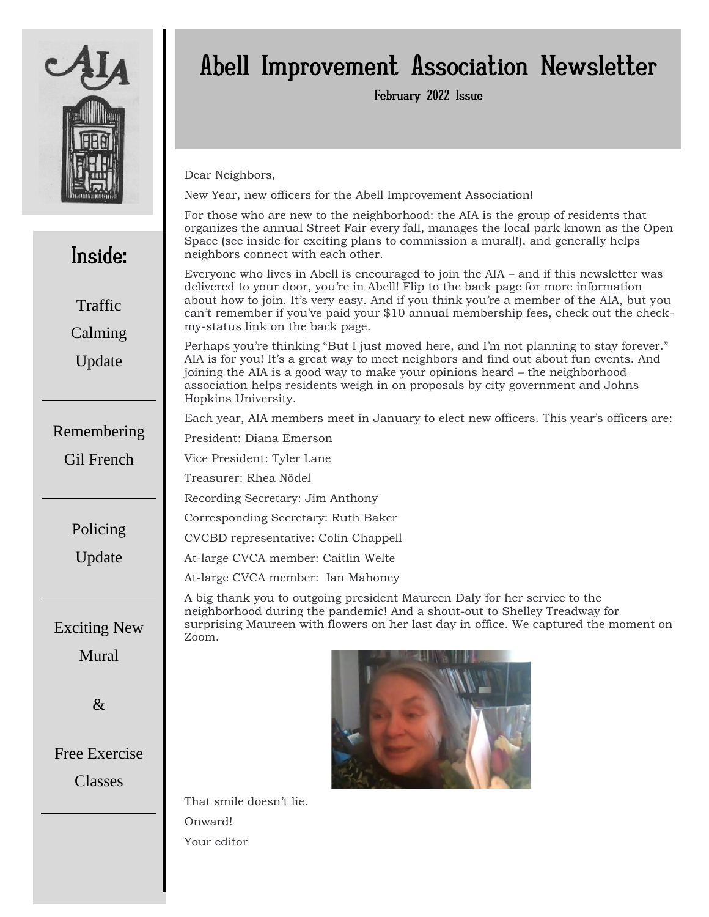# Abell Improvement Association Newsletter

February 2022 Issue

## Inside:

Traffic Calming Update

Remembering Gil French

Policing Update

Exciting New Mural

&

Free Exercise Classes

---

Dear Neighbors,

New Year, new officers for the Abell Improvement Association!

For those who are new to the neighborhood: the AIA is the group of residents that organizes the annual Street Fair every fall, manages the local park known as the Open Space (see inside for exciting plans to commission a mural!), and generally helps neighbors connect with each other.

Everyone who lives in Abell is encouraged to join the AIA – and if this newsletter was delivered to your door, you're in Abell! Flip to the back page for more information about how to join. It's very easy. And if you think you're a member of the AIA, but you can't remember if you've paid your $10 annual membership fees, check out the check-my-status link on the back page.

Perhaps you're thinking "But I just moved here, and I'm not planning to stay forever." AIA is for you! It's a great way to meet neighbors and find out about fun events. And joining the AIA is a good way to make your opinions heard – the neighborhood association helps residents weigh in on proposals by city government and Johns Hopkins University.

Each year, AIA members meet in January to elect new officers. This year's officers are:

President: Diana Emerson

Vice President: Tyler Lane

Treasurer: Rhea Nödel

Recording Secretary: Jim Anthony

Corresponding Secretary: Ruth Baker

CVCBD representative: Colin Chappell

At-large CVCA member: Caitlin Welte

At-large CVCA member: Ian Mahoney

A big thank you to outgoing president Maureen Daly for her service to the neighborhood during the pandemic! And a shout-out to Shelley Treadway for surprising Maureen with flowers on her last day in office. We captured the moment on Zoom.

That smile doesn't lie.

Onward!

Your editor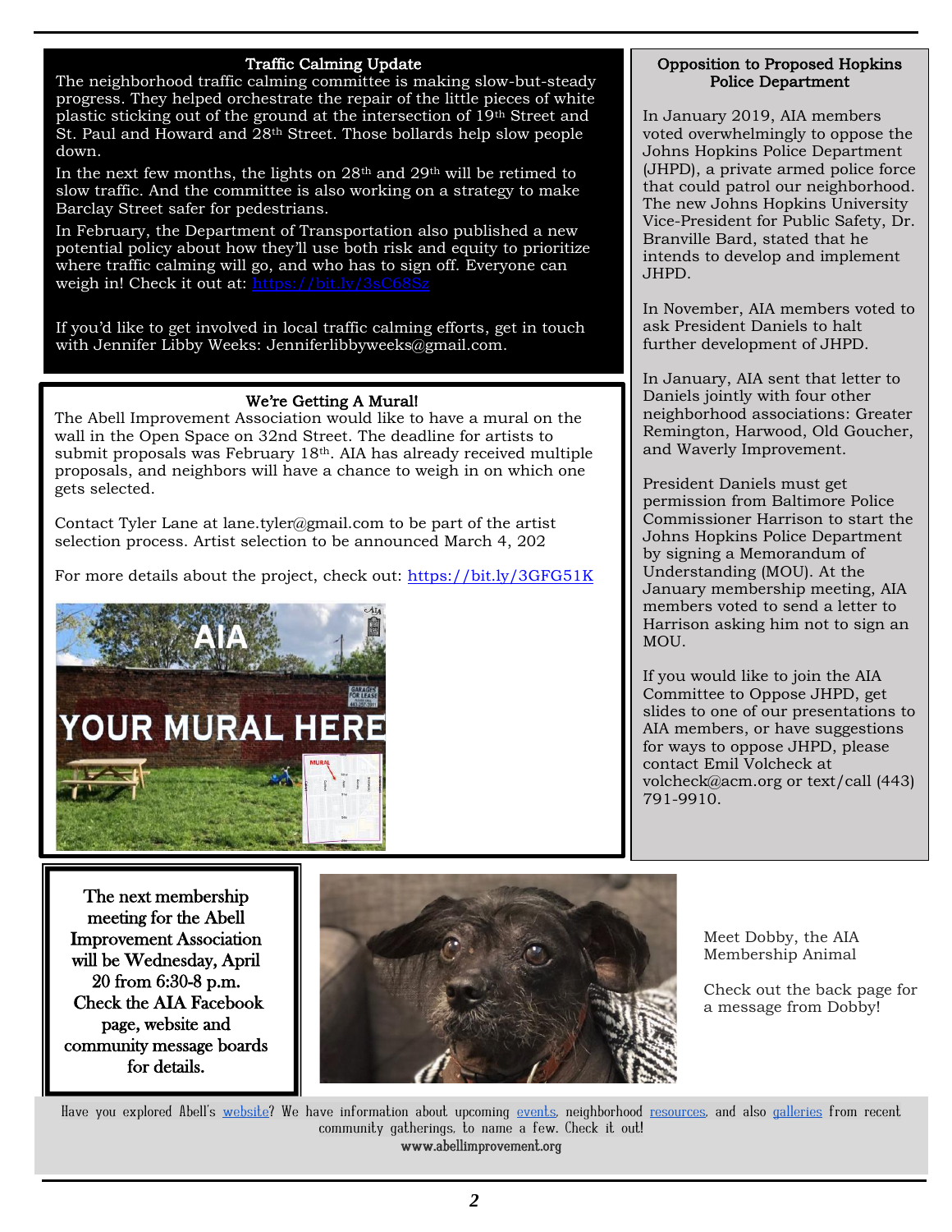## Traffic Calming Update

The neighborhood traffic calming committee is making slow-but-steady progress. They helped orchestrate the repair of the little pieces of white plastic sticking out of the ground at the intersection of 19th Street and St. Paul and Howard and 28th Street. Those bollards help slow people down.

In the next few months, the lights on 28th and 29th will be retimed to slow traffic. And the committee is also working on a strategy to make Barclay Street safer for pedestrians.

In February, the Department of Transportation also published a new potential policy about how they'll use both risk and equity to prioritize where traffic calming will go, and who has to sign off. Everyone can weigh in! Check it out at: https://bit.ly/3sC68Sz

If you'd like to get involved in local traffic calming efforts, get in touch with Jennifer Libby Weeks: Jenniferlibbyweeks@gmail.com.

## We're Getting A Mural!

The Abell Improvement Association would like to have a mural on the wall in the Open Space on 32nd Street. The deadline for artists to submit proposals was February 18th. AIA has already received multiple proposals, and neighbors will have a chance to weigh in on which one gets selected.

Contact Tyler Lane at lane.tyler@gmail.com to be part of the artist selection process. Artist selection to be announced March 4, 202

For more details about the project, check out: https://bit.ly/3GFG51K

## Opposition to Proposed Hopkins Police Department

In January 2019, AIA members voted overwhelmingly to oppose the Johns Hopkins Police Department (JHPD), a private armed police force that could patrol our neighborhood. The new Johns Hopkins University Vice-President for Public Safety, Dr. Branville Bard, stated that he intends to develop and implement JHPD.

In November, AIA members voted to ask President Daniels to halt further development of JHPD.

In January, AIA sent that letter to Daniels jointly with four other neighborhood associations: Greater Remington, Harwood, Old Goucher, and Waverly Improvement.

President Daniels must get permission from Baltimore Police Commissioner Harrison to start the Johns Hopkins Police Department by signing a Memorandum of Understanding (MOU). At the January membership meeting, AIA members voted to send a letter to Harrison asking him not to sign an MOU.

If you would like to join the AIA Committee to Oppose JHPD, get slides to one of our presentations to AIA members, or have suggestions for ways to oppose JHPD, please contact Emil Volcheck at volcheck@acm.org or text/call (443) 791-9910.

**The next membership meeting for the Abell Improvement Association will be Wednesday, April 20 from 6:30-8 p.m. Check the AIA Facebook page, website and community message boards for details.**

Meet Dobby, the AIA Membership Animal

Check out the back page for a message from Dobby!

Have you explored Abell's website? We have information about upcoming events, neighborhood resources, and also galleries from recent community gatherings, to name a few. Check it out!
www.abellimprovement.org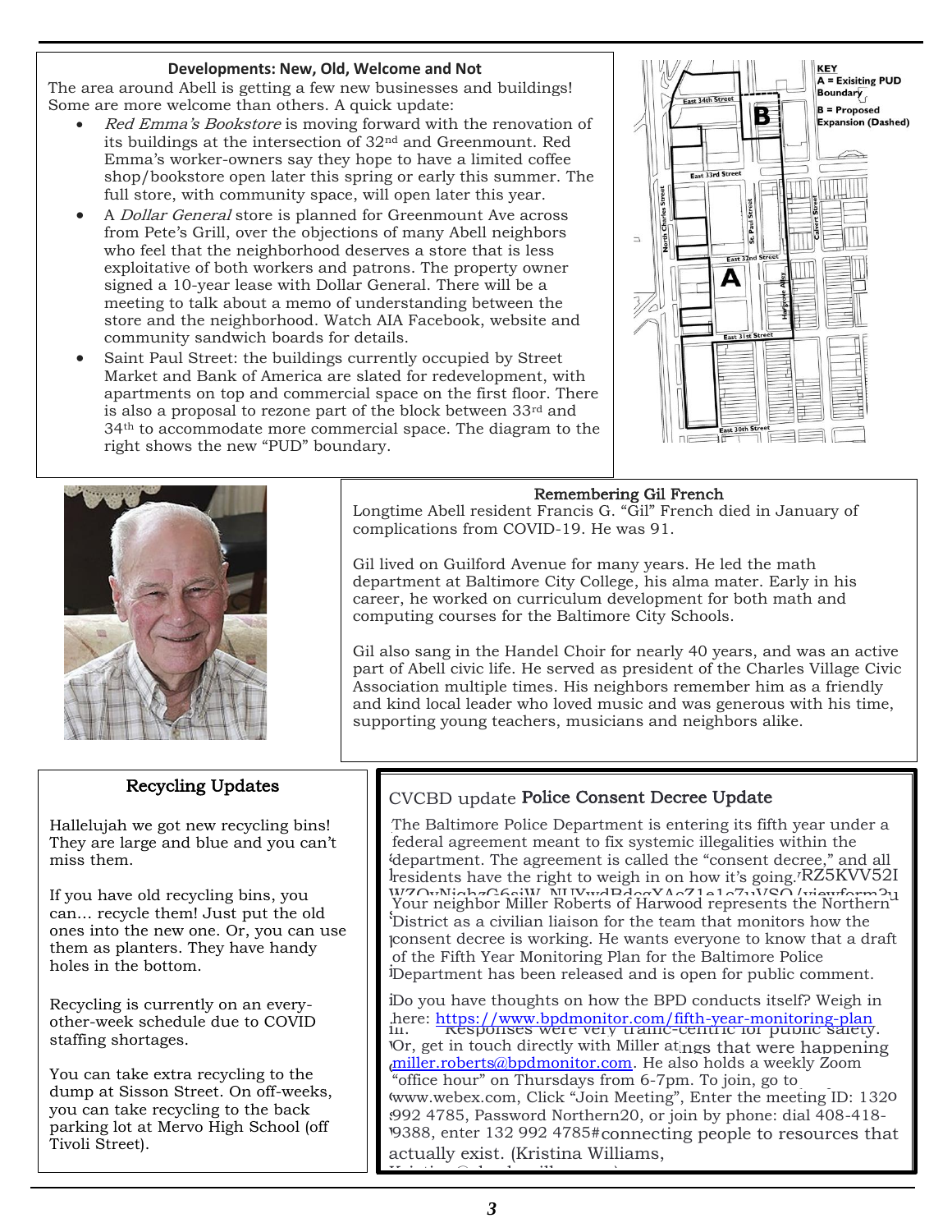### Developments: New, Old, Welcome and Not

The area around Abell is getting a few new businesses and buildings! Some are more welcome than others. A quick update:

- *Red Emma's Bookstore* is moving forward with the renovation of its buildings at the intersection of 32nd and Greenmount. Red Emma's worker-owners say they hope to have a limited coffee shop/bookstore open later this spring or early this summer. The full store, with community space, will open later this year.
- A *Dollar General* store is planned for Greenmount Ave across from Pete's Grill, over the objections of many Abell neighbors who feel that the neighborhood deserves a store that is less exploitative of both workers and patrons. The property owner signed a 10-year lease with Dollar General. There will be a meeting to talk about a memo of understanding between the store and the neighborhood. Watch AIA Facebook, website and community sandwich boards for details.
- Saint Paul Street: the buildings currently occupied by Street Market and Bank of America are slated for redevelopment, with apartments on top and commercial space on the first floor. There is also a proposal to rezone part of the block between 33rd and 34th to accommodate more commercial space. The diagram to the right shows the new "PUD" boundary.

KEY
A = Exisiting PUD Boundary
B = Proposed Expansion (Dashed)

East 34th Street, East 33rd Street, East 32nd Street, East 31st Street, East 30th Street, North Charles Street, St. Paul Street, Calvert Street, Hargrove Alley

### Remembering Gil French

Longtime Abell resident Francis G. "Gil" French died in January of complications from COVID-19. He was 91.

Gil lived on Guilford Avenue for many years. He led the math department at Baltimore City College, his alma mater. Early in his career, he worked on curriculum development for both math and computing courses for the Baltimore City Schools.

Gil also sang in the Handel Choir for nearly 40 years, and was an active part of Abell civic life. He served as president of the Charles Village Civic Association multiple times. His neighbors remember him as a friendly and kind local leader who loved music and was generous with his time, supporting young teachers, musicians and neighbors alike.

### Recycling Updates

Hallelujah we got new recycling bins! They are large and blue and you can't miss them.

If you have old recycling bins, you can... recycle them! Just put the old ones into the new one. Or, you can use them as planters. They have handy holes in the bottom.

Recycling is currently on an every-other-week schedule due to COVID staffing shortages.

You can take extra recycling to the dump at Sisson Street. On off-weeks, you can take recycling to the back parking lot at Mervo High School (off Tivoli Street).

### CVCBD update Police Consent Decree Update

The Baltimore Police Department is entering its fifth year under a federal agreement meant to fix systemic illegalities within the department. The agreement is called the "consent decree," and all residents have the right to weigh in on how it's going.

Your neighbor Miller Roberts of Harwood represents the Northern District as a civilian liaison for the team that monitors how the consent decree is working. He wants everyone to know that a draft of the Fifth Year Monitoring Plan for the Baltimore Police Department has been released and is open for public comment.

Do you have thoughts on how the BPD conducts itself? Weigh in here: https://www.bpdmonitor.com/fifth-year-monitoring-plan

Or, get in touch directly with Miller at miller.roberts@bpdmonitor.com. He also holds a weekly Zoom "office hour" on Thursdays from 6-7pm. To join, go to www.webex.com, Click "Join Meeting", Enter the meeting ID: 1320 992 4785, Password Northern20, or join by phone: dial 408-418-9388, enter 132 992 4785#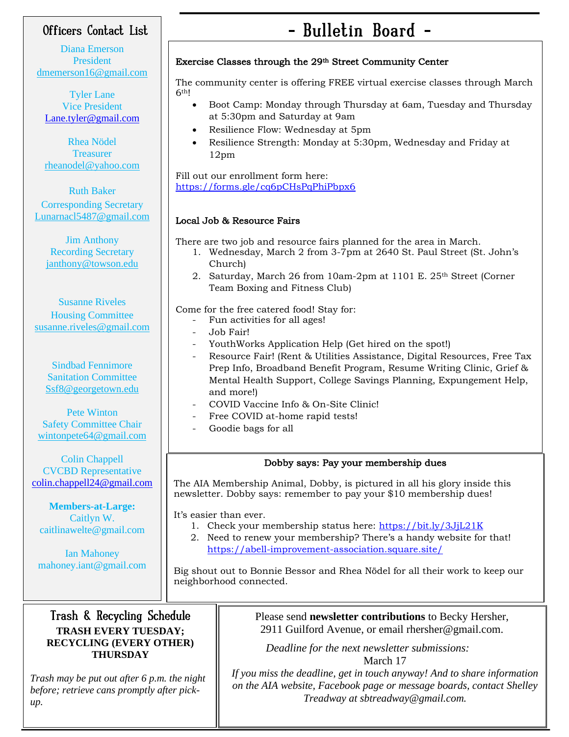## Officers Contact List

Diana Emerson
President
dmemerson16@gmail.com

Tyler Lane
Vice President
Lane.tyler@gmail.com

Rhea Nödel
Treasurer
rheanodel@yahoo.com

Ruth Baker
Corresponding Secretary
Lunarnacl5487@gmail.com

Jim Anthony
Recording Secretary
janthony@towson.edu

Susanne Riveles
Housing Committee
susanne.riveles@gmail.com

Sindbad Fennimore
Sanitation Committee
Ssf8@georgetown.edu

Pete Winton
Safety Committee Chair
wintonpete64@gmail.com

Colin Chappell
CVCBD Representative
colin.chappell24@gmail.com

**Members-at-Large:**
Caitlyn W.
caitlinawelte@gmail.com

Ian Mahoney
mahoney.iant@gmail.com

# - Bulletin Board -

### Exercise Classes through the 29th Street Community Center

The community center is offering FREE virtual exercise classes through March 6th!

- Boot Camp: Monday through Thursday at 6am, Tuesday and Thursday at 5:30pm and Saturday at 9am
- Resilience Flow: Wednesday at 5pm
- Resilience Strength: Monday at 5:30pm, Wednesday and Friday at 12pm

Fill out our enrollment form here:
https://forms.gle/cq6pCHsPqPhiPbpx6

### Local Job & Resource Fairs

There are two job and resource fairs planned for the area in March.

1. Wednesday, March 2 from 3-7pm at 2640 St. Paul Street (St. John's Church)
2. Saturday, March 26 from 10am-2pm at 1101 E. 25th Street (Corner Team Boxing and Fitness Club)

Come for the free catered food! Stay for:

- Fun activities for all ages!
- Job Fair!
- YouthWorks Application Help (Get hired on the spot!)
- Resource Fair! (Rent & Utilities Assistance, Digital Resources, Free Tax Prep Info, Broadband Benefit Program, Resume Writing Clinic, Grief & Mental Health Support, College Savings Planning, Expungement Help, and more!)
- COVID Vaccine Info & On-Site Clinic!
- Free COVID at-home rapid tests!
- Goodie bags for all

### Dobby says: Pay your membership dues

The AIA Membership Animal, Dobby, is pictured in all his glory inside this newsletter. Dobby says: remember to pay your $10 membership dues!

It's easier than ever.

1. Check your membership status here: https://bit.ly/3JjL21K
2. Need to renew your membership? There's a handy website for that! https://abell-improvement-association.square.site/

Big shout out to Bonnie Bessor and Rhea Nödel for all their work to keep our neighborhood connected.

## Trash & Recycling Schedule

**TRASH EVERY TUESDAY; RECYCLING (EVERY OTHER) THURSDAY**

*Trash may be put out after 6 p.m. the night before; retrieve cans promptly after pick-up.*

Please send **newsletter contributions** to Becky Hersher, 2911 Guilford Avenue, or email rhersher@gmail.com.

*Deadline for the next newsletter submissions:*
March 17

*If you miss the deadline, get in touch anyway! And to share information on the AIA website, Facebook page or message boards, contact Shelley Treadway at sbtreadway@gmail.com.*